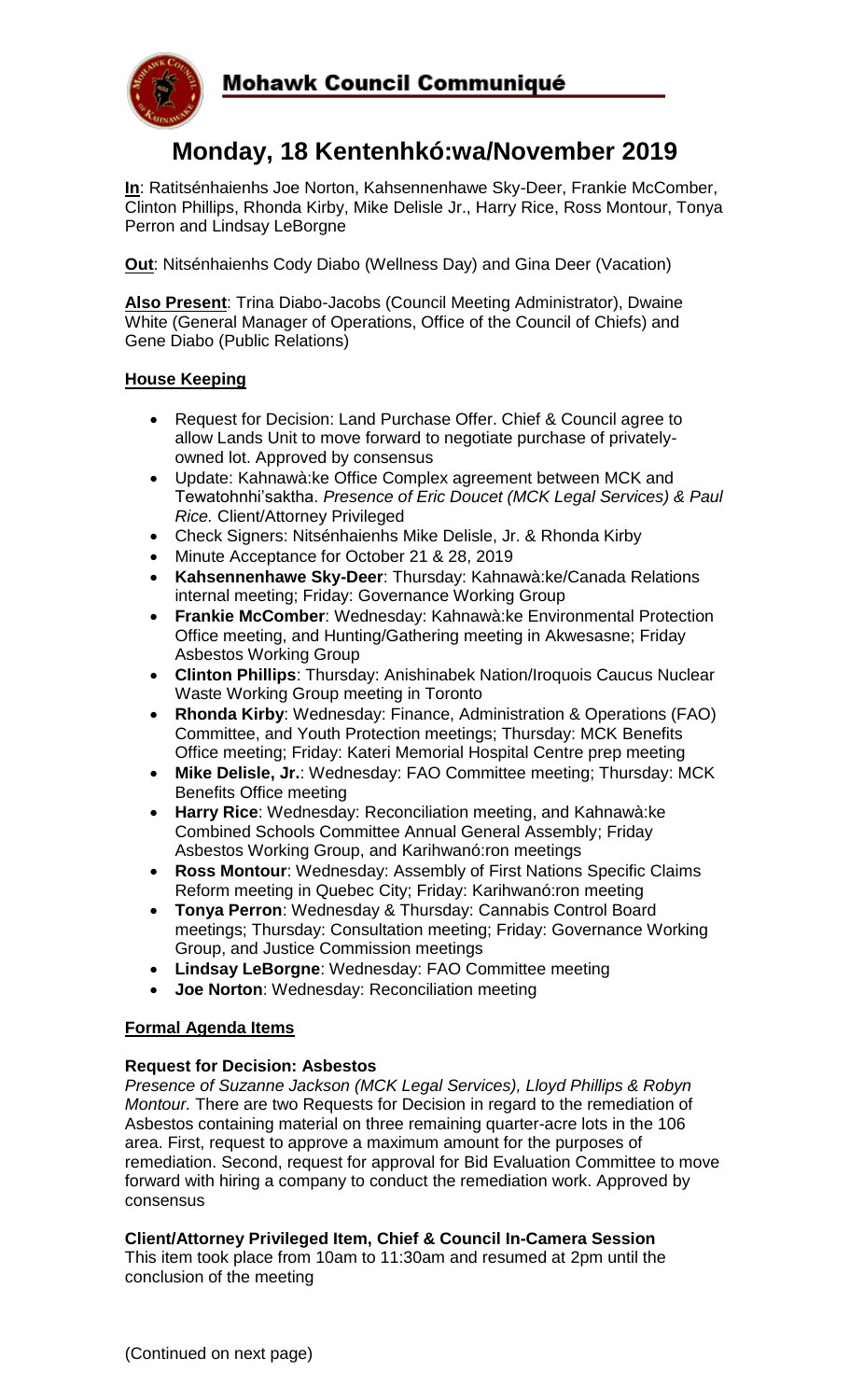# Mohawk Council Communiqué

# Monday, 18 Kentenhkó:wa/November 2019

**In**: Ratisénhaienhs Joe Norton, Kahsennenhawe Sky-Deer, Frankie McComber, Clinton Phillips, Rhonda Kirby, Mike Delisle Jr., Harry Rice, Ross Montour, Tonya Perron and Lindsay LeBorgne

**Out**: Nisénhaienhs Cody Diabo (Wellness Day) and Gina Deer (Vacation)

**Also Present**: Trina Diabo-Jacobs (Council Meeting Administrator), Dwaine White (General Manager of Operations, Office of the Council of Chiefs) and Gene Diabo (Public Relations)

## House Keeping

- Request for Decision: Land Purchase Offer. Chief & Council agree to allow Lands Unit to move forward to negotiate purchase of privately-owned lot. Approved by consensus
- Update: Kahnawà:ke Office Complex agreement between MCK and Tewatohnhi'saktha. *Presence of Eric Doucet (MCK Legal Services) & Paul Rice.* Client/Attorney Privileged
- Check Signers: Nisénhaienhs Mike Delisle, Jr. & Rhonda Kirby
- Minute Acceptance for October 21 & 28, 2019
- **Kahsennenhawe Sky-Deer**: Thursday: Kahnawà:ke/Canada Relations internal meeting; Friday: Governance Working Group
- **Frankie McComber**: Wednesday: Kahnawà:ke Environmental Protection Office meeting, and Hunting/Gathering meeting in Akwesasne; Friday Asbestos Working Group
- **Clinton Phillips**: Thursday: Anishinabek Nation/Iroquois Caucus Nuclear Waste Working Group meeting in Toronto
- **Rhonda Kirby**: Wednesday: Finance, Administration & Operations (FAO) Committee, and Youth Protection meetings; Thursday: MCK Benefits Office meeting; Friday: Kateri Memorial Hospital Centre prep meeting
- **Mike Delisle, Jr.**: Wednesday: FAO Committee meeting; Thursday: MCK Benefits Office meeting
- **Harry Rice**: Wednesday: Reconciliation meeting, and Kahnawà:ke Combined Schools Committee Annual General Assembly; Friday Asbestos Working Group, and Karihwanó:ron meetings
- **Ross Montour**: Wednesday: Assembly of First Nations Specific Claims Reform meeting in Quebec City; Friday: Karihwanó:ron meeting
- **Tonya Perron**: Wednesday & Thursday: Cannabis Control Board meetings; Thursday: Consultation meeting; Friday: Governance Working Group, and Justice Commission meetings
- **Lindsay LeBorgne**: Wednesday: FAO Committee meeting
- **Joe Norton**: Wednesday: Reconciliation meeting

## Formal Agenda Items

### Request for Decision: Asbestos

*Presence of Suzanne Jackson (MCK Legal Services), Lloyd Phillips & Robyn Montour.* There are two Requests for Decision in regard to the remediation of Asbestos containing material on three remaining quarter-acre lots in the 106 area. First, request to approve a maximum amount for the purposes of remediation. Second, request for approval for Bid Evaluation Committee to move forward with hiring a company to conduct the remediation work. Approved by consensus

### Client/Attorney Privileged Item, Chief & Council In-Camera Session

This item took place from 10am to 11:30am and resumed at 2pm until the conclusion of the meeting

(Continued on next page)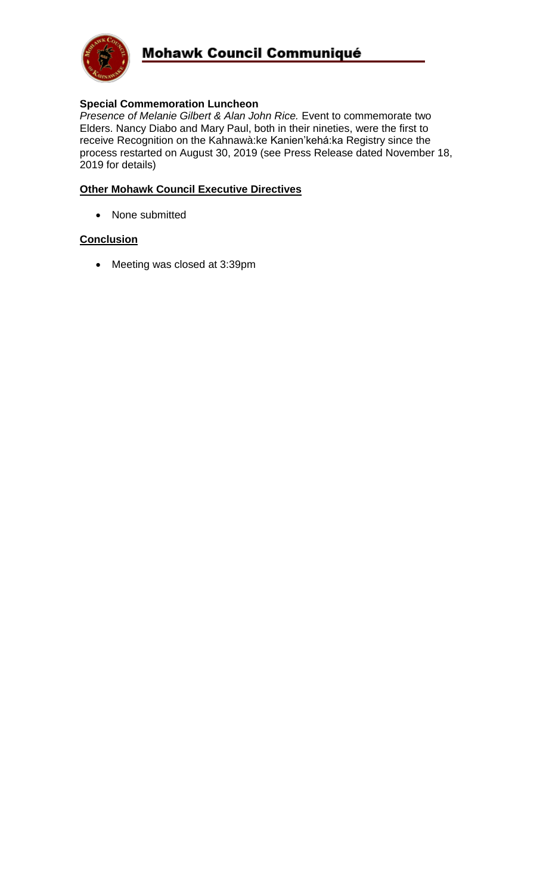**Special Commemoration Luncheon**

*Presence of Melanie Gilbert & Alan John Rice.* Event to commemorate two Elders. Nancy Diabo and Mary Paul, both in their nineties, were the first to receive Recognition on the Kahnawà:ke Kanien'kehá:ka Registry since the process restarted on August 30, 2019 (see Press Release dated November 18, 2019 for details)

**Other Mohawk Council Executive Directives**

- None submitted

**Conclusion**

- Meeting was closed at 3:39pm